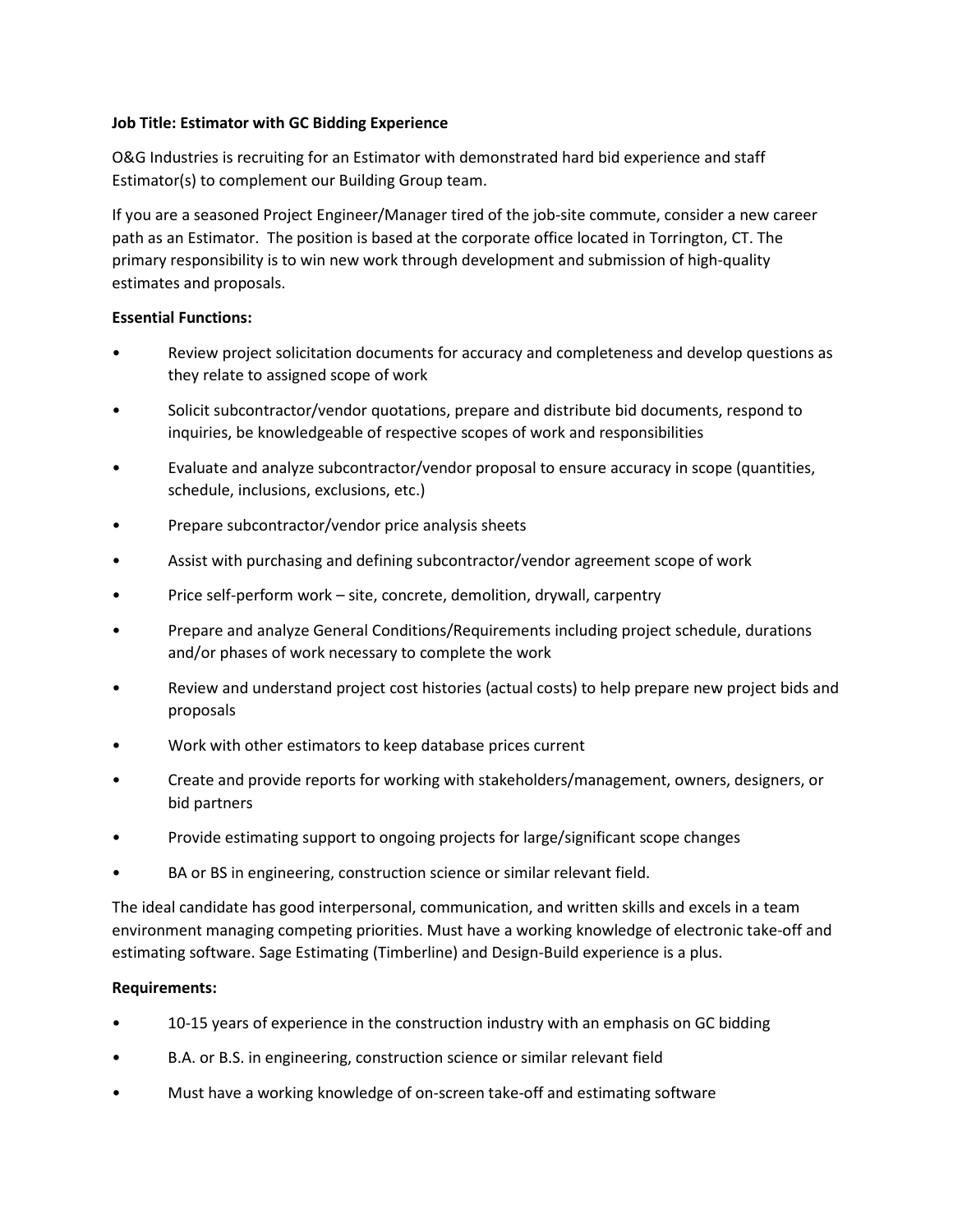**Job Title: Estimator with GC Bidding Experience**

O&G Industries is recruiting for an Estimator with demonstrated hard bid experience and staff Estimator(s) to complement our Building Group team.

If you are a seasoned Project Engineer/Manager tired of the job-site commute, consider a new career path as an Estimator. The position is based at the corporate office located in Torrington, CT. The primary responsibility is to win new work through development and submission of high-quality estimates and proposals.

**Essential Functions:**

- Review project solicitation documents for accuracy and completeness and develop questions as they relate to assigned scope of work
- Solicit subcontractor/vendor quotations, prepare and distribute bid documents, respond to inquiries, be knowledgeable of respective scopes of work and responsibilities
- Evaluate and analyze subcontractor/vendor proposal to ensure accuracy in scope (quantities, schedule, inclusions, exclusions, etc.)
- Prepare subcontractor/vendor price analysis sheets
- Assist with purchasing and defining subcontractor/vendor agreement scope of work
- Price self-perform work – site, concrete, demolition, drywall, carpentry
- Prepare and analyze General Conditions/Requirements including project schedule, durations and/or phases of work necessary to complete the work
- Review and understand project cost histories (actual costs) to help prepare new project bids and proposals
- Work with other estimators to keep database prices current
- Create and provide reports for working with stakeholders/management, owners, designers, or bid partners
- Provide estimating support to ongoing projects for large/significant scope changes
- BA or BS in engineering, construction science or similar relevant field.

The ideal candidate has good interpersonal, communication, and written skills and excels in a team environment managing competing priorities. Must have a working knowledge of electronic take-off and estimating software. Sage Estimating (Timberline) and Design-Build experience is a plus.

**Requirements:**

- 10-15 years of experience in the construction industry with an emphasis on GC bidding
- B.A. or B.S. in engineering, construction science or similar relevant field
- Must have a working knowledge of on-screen take-off and estimating software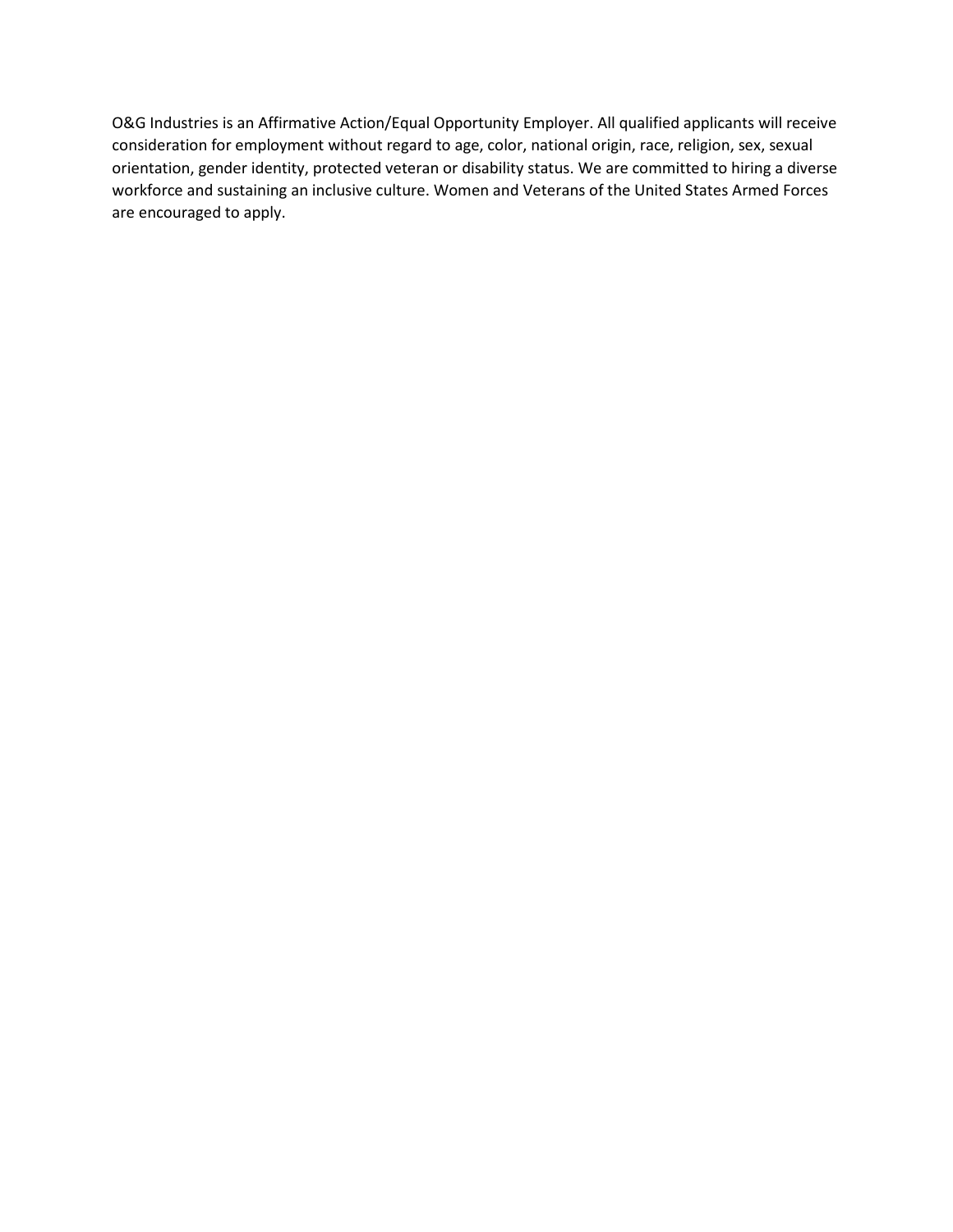O&G Industries is an Affirmative Action/Equal Opportunity Employer. All qualified applicants will receive consideration for employment without regard to age, color, national origin, race, religion, sex, sexual orientation, gender identity, protected veteran or disability status. We are committed to hiring a diverse workforce and sustaining an inclusive culture. Women and Veterans of the United States Armed Forces are encouraged to apply.